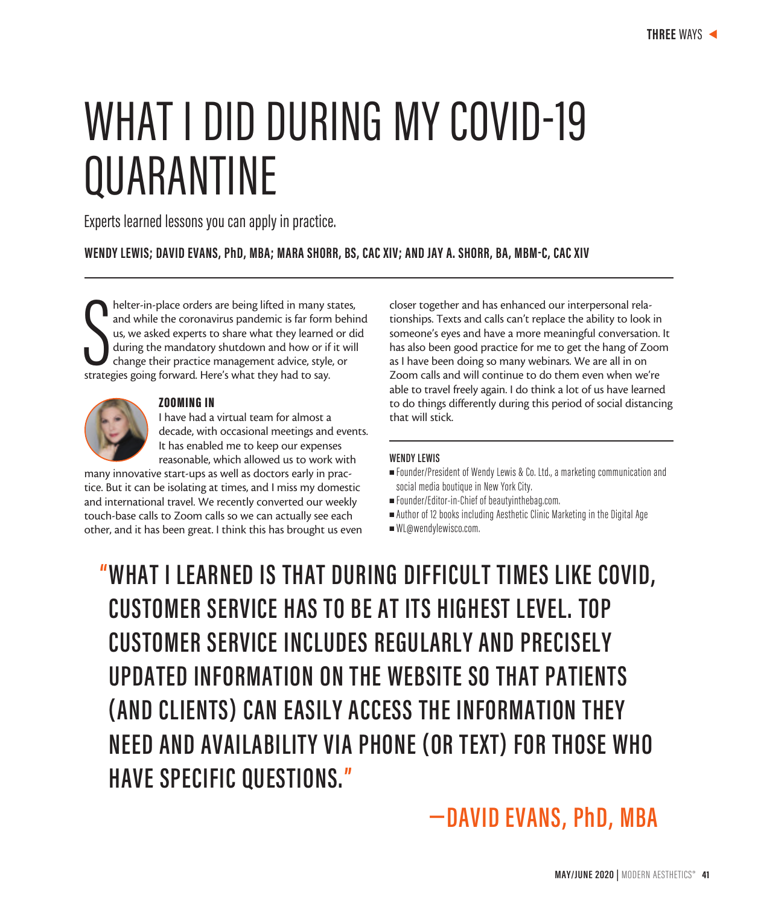# WHAT I DID DURING MY COVID-19 QUARANTINE

Experts learned lessons you can apply in practice.

**WENDY LEWIS; DAVID EVANS, PhD, MBA; MARA SHORR, BS, CAC XIV; AND JAY A. SHORR, BA, MBM-C, CAC XIV**

Shelter-in-place orders are being lifted in many states, and while the coronavirus pandemic is far form behind us, we asked experts to share what they learned or did during the mandatory shutdown and how or if it will change their practice management advice, style, or strategies going forward. Here's what they had to say.

## ZOOMING IN

I have had a virtual team for almost a decade, with occasional meetings and events. It has enabled me to keep our expenses reasonable, which allowed us to work with many innovative start-ups as well as doctors early in practice. But it can be isolating at times, and I miss my domestic and international travel. We recently converted our weekly touch-base calls to Zoom calls so we can actually see each other, and it has been great. I think this has brought us even closer together and has enhanced our interpersonal relationships. Texts and calls can't replace the ability to look in someone's eyes and have a more meaningful conversation. It has also been good practice for me to get the hang of Zoom as I have been doing so many webinars. We are all in on Zoom calls and will continue to do them even when we're able to travel freely again. I do think a lot of us have learned to do things differently during this period of social distancing that will stick.

**WENDY LEWIS**

- Founder/President of Wendy Lewis & Co. Ltd., a marketing communication and social media boutique in New York City.
- Founder/Editor-in-Chief of beautyinthebag.com.
- Author of 12 books including Aesthetic Clinic Marketing in the Digital Age
- WL@wendylewisco.com.

> "WHAT I LEARNED IS THAT DURING DIFFICULT TIMES LIKE COVID, CUSTOMER SERVICE HAS TO BE AT ITS HIGHEST LEVEL. TOP CUSTOMER SERVICE INCLUDES REGULARLY AND PRECISELY UPDATED INFORMATION ON THE WEBSITE SO THAT PATIENTS (AND CLIENTS) CAN EASILY ACCESS THE INFORMATION THEY NEED AND AVAILABILITY VIA PHONE (OR TEXT) FOR THOSE WHO HAVE SPECIFIC QUESTIONS."
>
> —DAVID EVANS, PhD, MBA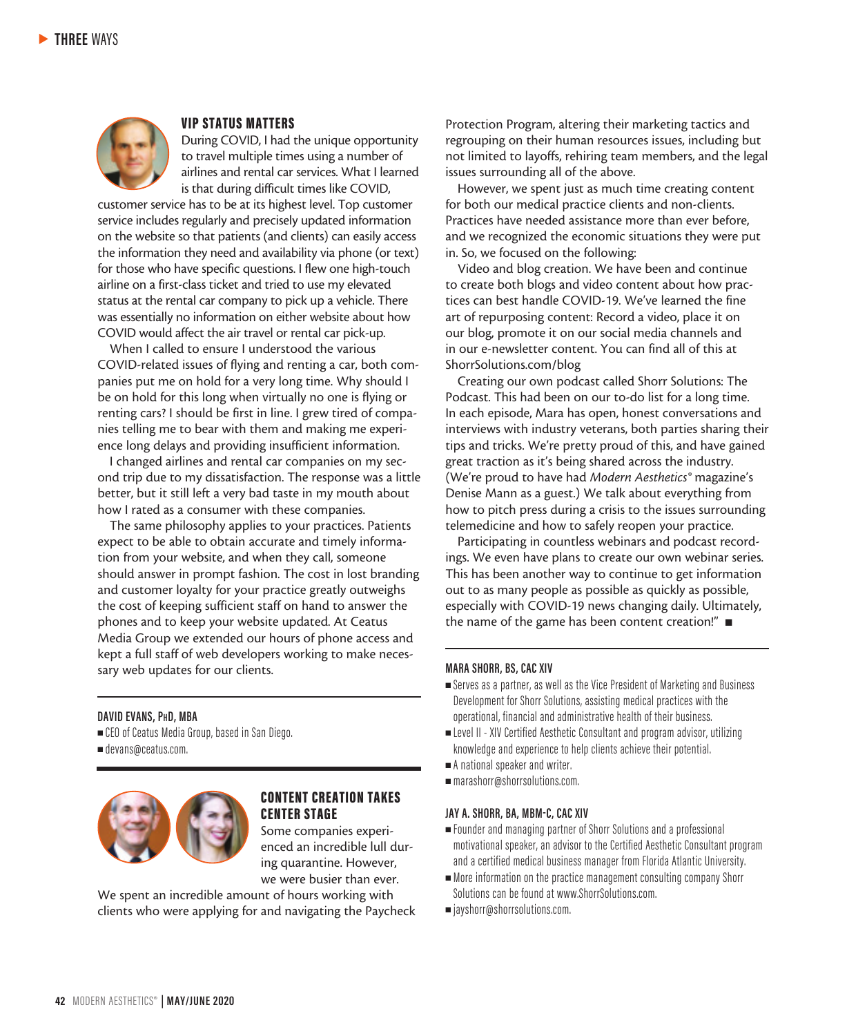## VIP STATUS MATTERS

During COVID, I had the unique opportunity to travel multiple times using a number of airlines and rental car services. What I learned is that during difficult times like COVID, customer service has to be at its highest level. Top customer service includes regularly and precisely updated information on the website so that patients (and clients) can easily access the information they need and availability via phone (or text) for those who have specific questions. I flew one high-touch airline on a first-class ticket and tried to use my elevated status at the rental car company to pick up a vehicle. There was essentially no information on either website about how COVID would affect the air travel or rental car pick-up.

When I called to ensure I understood the various COVID-related issues of flying and renting a car, both companies put me on hold for a very long time. Why should I be on hold for this long when virtually no one is flying or renting cars? I should be first in line. I grew tired of companies telling me to bear with them and making me experience long delays and providing insufficient information.

I changed airlines and rental car companies on my second trip due to my dissatisfaction. The response was a little better, but it still left a very bad taste in my mouth about how I rated as a consumer with these companies.

The same philosophy applies to your practices. Patients expect to be able to obtain accurate and timely information from your website, and when they call, someone should answer in prompt fashion. The cost in lost branding and customer loyalty for your practice greatly outweighs the cost of keeping sufficient staff on hand to answer the phones and to keep your website updated. At Ceatus Media Group we extended our hours of phone access and kept a full staff of web developers working to make necessary web updates for our clients.

**DAVID EVANS, PhD, MBA**

- CEO of Ceatus Media Group, based in San Diego.
- devans@ceatus.com.

## CONTENT CREATION TAKES CENTER STAGE

Some companies experienced an incredible lull during quarantine. However, we were busier than ever. We spent an incredible amount of hours working with clients who were applying for and navigating the Paycheck Protection Program, altering their marketing tactics and regrouping on their human resources issues, including but not limited to layoffs, rehiring team members, and the legal issues surrounding all of the above.

However, we spent just as much time creating content for both our medical practice clients and non-clients. Practices have needed assistance more than ever before, and we recognized the economic situations they were put in. So, we focused on the following:

Video and blog creation. We have been and continue to create both blogs and video content about how practices can best handle COVID-19. We've learned the fine art of repurposing content: Record a video, place it on our blog, promote it on our social media channels and in our e-newsletter content. You can find all of this at ShorrSolutions.com/blog

Creating our own podcast called Shorr Solutions: The Podcast. This had been on our to-do list for a long time. In each episode, Mara has open, honest conversations and interviews with industry veterans, both parties sharing their tips and tricks. We're pretty proud of this, and have gained great traction as it's being shared across the industry. (We're proud to have had *Modern Aesthetics®* magazine's Denise Mann as a guest.) We talk about everything from how to pitch press during a crisis to the issues surrounding telemedicine and how to safely reopen your practice.

Participating in countless webinars and podcast recordings. We even have plans to create our own webinar series. This has been another way to continue to get information out to as many people as possible as quickly as possible, especially with COVID-19 news changing daily. Ultimately, the name of the game has been content creation!" ■

**MARA SHORR, BS, CAC XIV**

- Serves as a partner, as well as the Vice President of Marketing and Business Development for Shorr Solutions, assisting medical practices with the operational, financial and administrative health of their business.
- Level II - XIV Certified Aesthetic Consultant and program advisor, utilizing knowledge and experience to help clients achieve their potential.
- A national speaker and writer.
- marashorr@shorrsolutions.com.

**JAY A. SHORR, BA, MBM-C, CAC XIV**

- Founder and managing partner of Shorr Solutions and a professional motivational speaker, an advisor to the Certified Aesthetic Consultant program and a certified medical business manager from Florida Atlantic University.
- More information on the practice management consulting company Shorr Solutions can be found at www.ShorrSolutions.com.
- jayshorr@shorrsolutions.com.